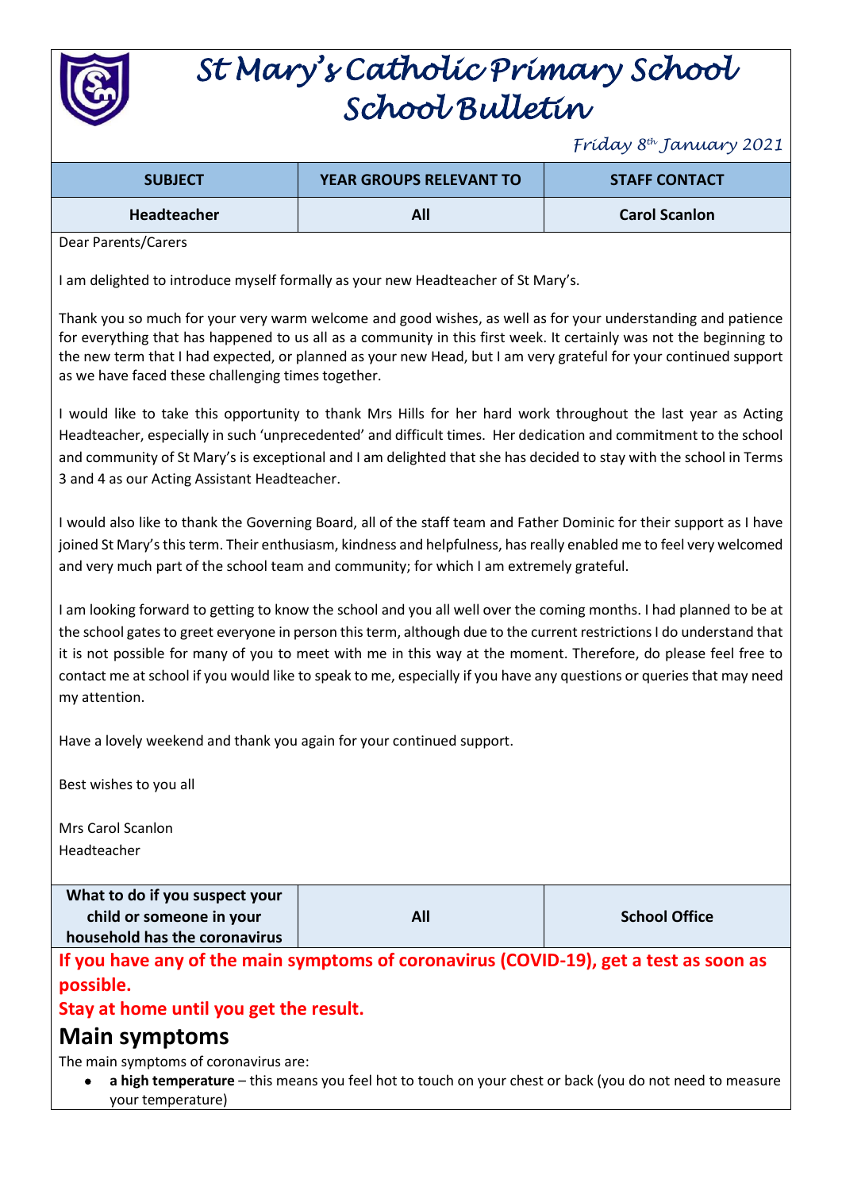# St Mary's Catholic Primary School
# School Bulletin

*Friday 8th January 2021*

| SUBJECT | YEAR GROUPS RELEVANT TO | STAFF CONTACT |
|---|---|---|
| Headteacher | All | Carol Scanlon |

Dear Parents/Carers

I am delighted to introduce myself formally as your new Headteacher of St Mary's.

Thank you so much for your very warm welcome and good wishes, as well as for your understanding and patience for everything that has happened to us all as a community in this first week. It certainly was not the beginning to the new term that I had expected, or planned as your new Head, but I am very grateful for your continued support as we have faced these challenging times together.

I would like to take this opportunity to thank Mrs Hills for her hard work throughout the last year as Acting Headteacher, especially in such 'unprecedented' and difficult times. Her dedication and commitment to the school and community of St Mary's is exceptional and I am delighted that she has decided to stay with the school in Terms 3 and 4 as our Acting Assistant Headteacher.

I would also like to thank the Governing Board, all of the staff team and Father Dominic for their support as I have joined St Mary's this term. Their enthusiasm, kindness and helpfulness, has really enabled me to feel very welcomed and very much part of the school team and community; for which I am extremely grateful.

I am looking forward to getting to know the school and you all well over the coming months. I had planned to be at the school gates to greet everyone in person this term, although due to the current restrictions I do understand that it is not possible for many of you to meet with me in this way at the moment. Therefore, do please feel free to contact me at school if you would like to speak to me, especially if you have any questions or queries that may need my attention.

Have a lovely weekend and thank you again for your continued support.

Best wishes to you all

Mrs Carol Scanlon
Headteacher

| What to do if you suspect your child or someone in your household has the coronavirus | All | School Office |
|---|---|---|

**If you have any of the main symptoms of coronavirus (COVID-19), get a test as soon as possible.**

**Stay at home until you get the result.**

## Main symptoms

The main symptoms of coronavirus are:

- **a high temperature** – this means you feel hot to touch on your chest or back (you do not need to measure your temperature)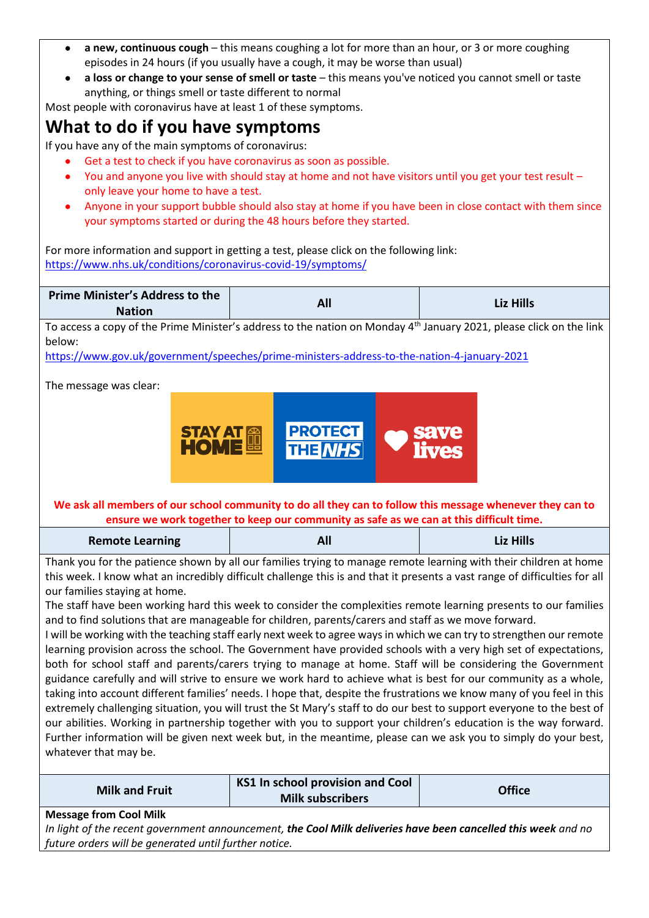- **a new, continuous cough** – this means coughing a lot for more than an hour, or 3 or more coughing episodes in 24 hours (if you usually have a cough, it may be worse than usual)
- **a loss or change to your sense of smell or taste** – this means you've noticed you cannot smell or taste anything, or things smell or taste different to normal

Most people with coronavirus have at least 1 of these symptoms.

## What to do if you have symptoms

If you have any of the main symptoms of coronavirus:

- Get a test to check if you have coronavirus as soon as possible.
- You and anyone you live with should stay at home and not have visitors until you get your test result – only leave your home to have a test.
- Anyone in your support bubble should also stay at home if you have been in close contact with them since your symptoms started or during the 48 hours before they started.

For more information and support in getting a test, please click on the following link:
https://www.nhs.uk/conditions/coronavirus-covid-19/symptoms/

| Prime Minister's Address to the Nation | All | Liz Hills |
|---|---|---|

To access a copy of the Prime Minister's address to the nation on Monday 4th January 2021, please click on the link below:
https://www.gov.uk/government/speeches/prime-ministers-address-to-the-nation-4-january-2021

The message was clear:

STAY AT HOME | PROTECT THE NHS | save lives

**We ask all members of our school community to do all they can to follow this message whenever they can to ensure we work together to keep our community as safe as we can at this difficult time.**

| Remote Learning | All | Liz Hills |
|---|---|---|

Thank you for the patience shown by all our families trying to manage remote learning with their children at home this week. I know what an incredibly difficult challenge this is and that it presents a vast range of difficulties for all our families staying at home.

The staff have been working hard this week to consider the complexities remote learning presents to our families and to find solutions that are manageable for children, parents/carers and staff as we move forward.

I will be working with the teaching staff early next week to agree ways in which we can try to strengthen our remote learning provision across the school. The Government have provided schools with a very high set of expectations, both for school staff and parents/carers trying to manage at home. Staff will be considering the Government guidance carefully and will strive to ensure we work hard to achieve what is best for our community as a whole, taking into account different families' needs. I hope that, despite the frustrations we know many of you feel in this extremely challenging situation, you will trust the St Mary's staff to do our best to support everyone to the best of our abilities. Working in partnership together with you to support your children's education is the way forward. Further information will be given next week but, in the meantime, please can we ask you to simply do your best, whatever that may be.

| Milk and Fruit | KS1 In school provision and Cool Milk subscribers | Office |
|---|---|---|

**Message from Cool Milk**

*In light of the recent government announcement, **the Cool Milk deliveries have been cancelled this week** and no future orders will be generated until further notice.*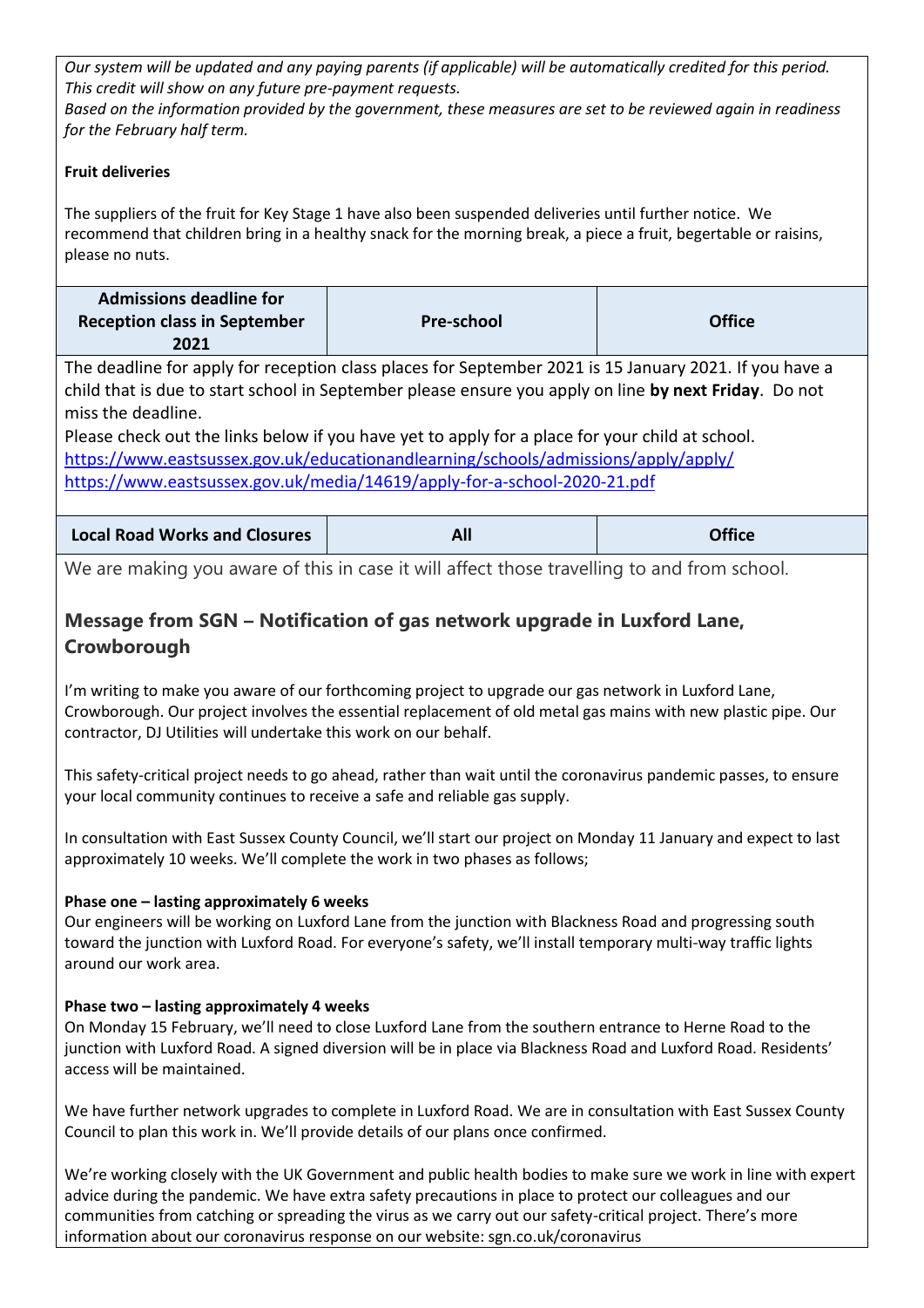*Our system will be updated and any paying parents (if applicable) will be automatically credited for this period. This credit will show on any future pre-payment requests.*
*Based on the information provided by the government, these measures are set to be reviewed again in readiness for the February half term.*

**Fruit deliveries**

The suppliers of the fruit for Key Stage 1 have also been suspended deliveries until further notice. We recommend that children bring in a healthy snack for the morning break, a piece a fruit, begertable or raisins, please no nuts.

| Admissions deadline for Reception class in September 2021 | Pre-school | Office |
|---|---|---|

The deadline for apply for reception class places for September 2021 is 15 January 2021. If you have a child that is due to start school in September please ensure you apply on line **by next Friday**. Do not miss the deadline.
Please check out the links below if you have yet to apply for a place for your child at school.
https://www.eastsussex.gov.uk/educationandlearning/schools/admissions/apply/apply/
https://www.eastsussex.gov.uk/media/14619/apply-for-a-school-2020-21.pdf

| Local Road Works and Closures | All | Office |
|---|---|---|

We are making you aware of this in case it will affect those travelling to and from school.

## Message from SGN – Notification of gas network upgrade in Luxford Lane, Crowborough

I'm writing to make you aware of our forthcoming project to upgrade our gas network in Luxford Lane, Crowborough. Our project involves the essential replacement of old metal gas mains with new plastic pipe. Our contractor, DJ Utilities will undertake this work on our behalf.

This safety-critical project needs to go ahead, rather than wait until the coronavirus pandemic passes, to ensure your local community continues to receive a safe and reliable gas supply.

In consultation with East Sussex County Council, we'll start our project on Monday 11 January and expect to last approximately 10 weeks. We'll complete the work in two phases as follows;

**Phase one – lasting approximately 6 weeks**
Our engineers will be working on Luxford Lane from the junction with Blackness Road and progressing south toward the junction with Luxford Road. For everyone's safety, we'll install temporary multi-way traffic lights around our work area.

**Phase two – lasting approximately 4 weeks**
On Monday 15 February, we'll need to close Luxford Lane from the southern entrance to Herne Road to the junction with Luxford Road. A signed diversion will be in place via Blackness Road and Luxford Road. Residents' access will be maintained.

We have further network upgrades to complete in Luxford Road. We are in consultation with East Sussex County Council to plan this work in. We'll provide details of our plans once confirmed.

We're working closely with the UK Government and public health bodies to make sure we work in line with expert advice during the pandemic. We have extra safety precautions in place to protect our colleagues and our communities from catching or spreading the virus as we carry out our safety-critical project. There's more information about our coronavirus response on our website: sgn.co.uk/coronavirus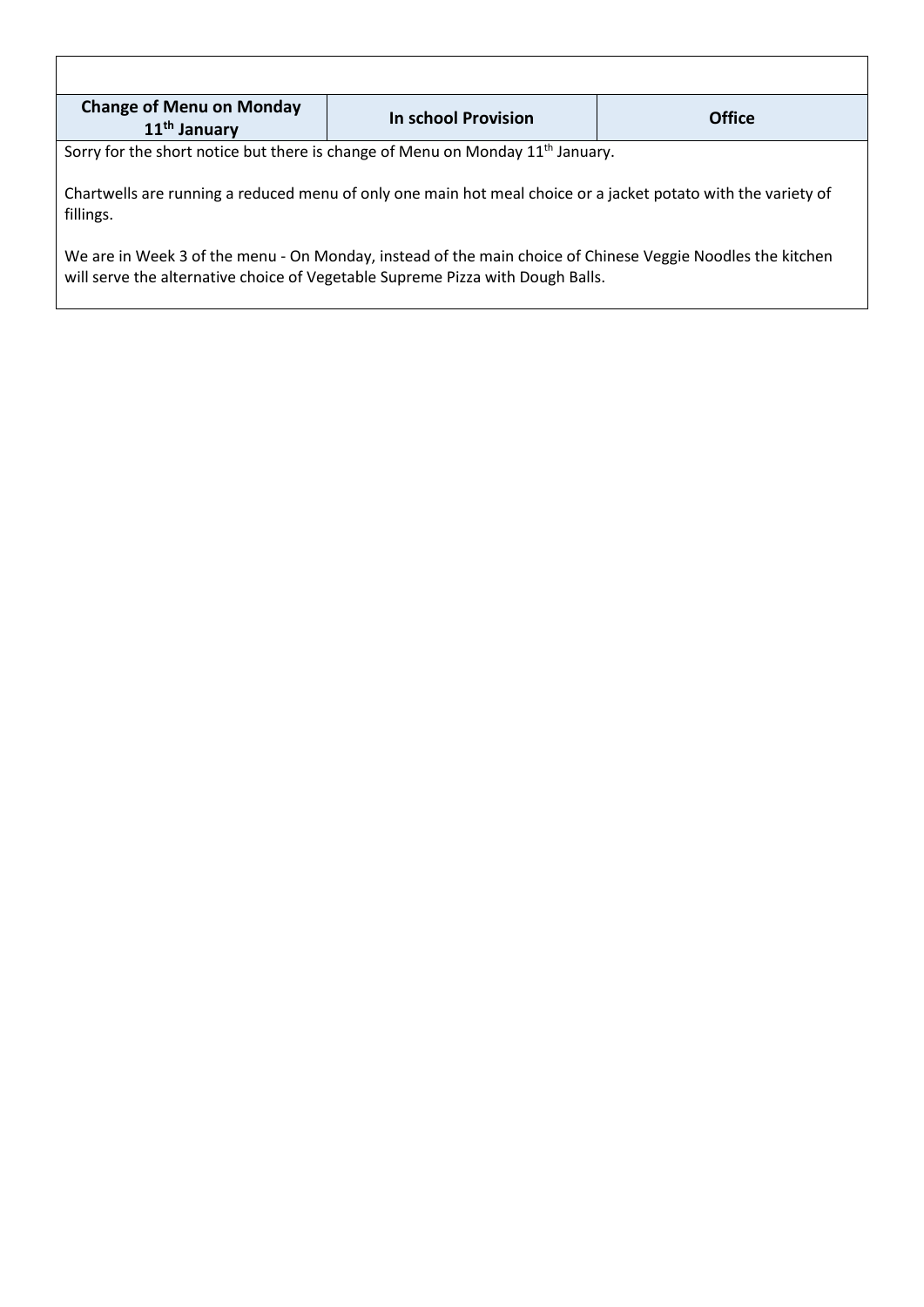| Change of Menu on Monday 11th January | In school Provision | Office |
|---|---|---|

Sorry for the short notice but there is change of Menu on Monday 11th January.

Chartwells are running a reduced menu of only one main hot meal choice or a jacket potato with the variety of fillings.

We are in Week 3 of the menu - On Monday, instead of the main choice of Chinese Veggie Noodles the kitchen will serve the alternative choice of Vegetable Supreme Pizza with Dough Balls.